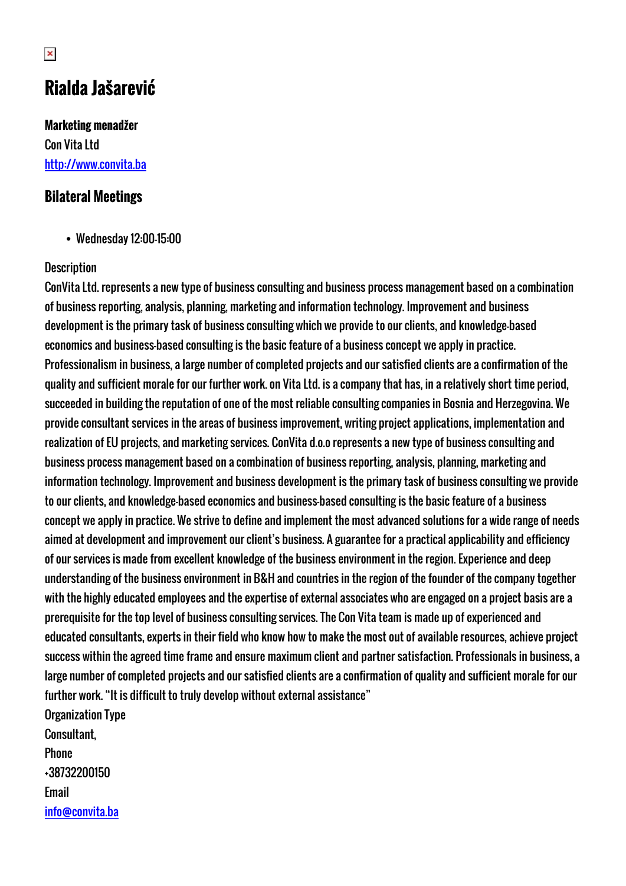# Rialda Jašarević

**Marketing menadžer**
Con Vita Ltd
http://www.convita.ba

## Bilateral Meetings

- Wednesday 12:00-15:00

Description
ConVita Ltd. represents a new type of business consulting and business process management based on a combination of business reporting, analysis, planning, marketing and information technology. Improvement and business development is the primary task of business consulting which we provide to our clients, and knowledge-based economics and business-based consulting is the basic feature of a business concept we apply in practice. Professionalism in business, a large number of completed projects and our satisfied clients are a confirmation of the quality and sufficient morale for our further work. on Vita Ltd. is a company that has, in a relatively short time period, succeeded in building the reputation of one of the most reliable consulting companies in Bosnia and Herzegovina. We provide consultant services in the areas of business improvement, writing project applications, implementation and realization of EU projects, and marketing services. ConVita d.o.o represents a new type of business consulting and business process management based on a combination of business reporting, analysis, planning, marketing and information technology. Improvement and business development is the primary task of business consulting we provide to our clients, and knowledge-based economics and business-based consulting is the basic feature of a business concept we apply in practice. We strive to define and implement the most advanced solutions for a wide range of needs aimed at development and improvement our client's business. A guarantee for a practical applicability and efficiency of our services is made from excellent knowledge of the business environment in the region. Experience and deep understanding of the business environment in B&H and countries in the region of the founder of the company together with the highly educated employees and the expertise of external associates who are engaged on a project basis are a prerequisite for the top level of business consulting services. The Con Vita team is made up of experienced and educated consultants, experts in their field who know how to make the most out of available resources, achieve project success within the agreed time frame and ensure maximum client and partner satisfaction. Professionals in business, a large number of completed projects and our satisfied clients are a confirmation of quality and sufficient morale for our further work. "It is difficult to truly develop without external assistance"
Organization Type
Consultant,
Phone
+38732200150
Email
info@convita.ba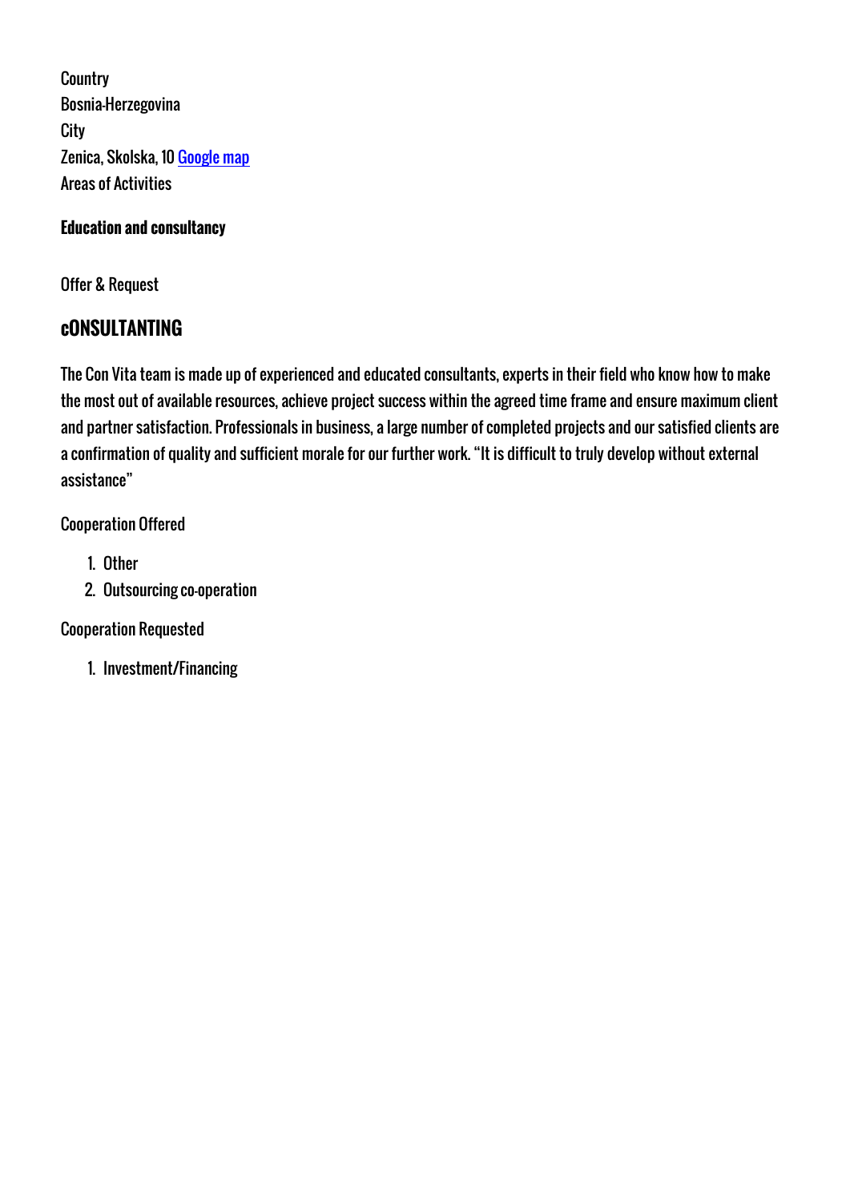Country
Bosnia-Herzegovina
City
Zenica, Skolska, 10 [Google map]
Areas of Activities

**Education and consultancy**

Offer & Request

## cONSULTANTING

The Con Vita team is made up of experienced and educated consultants, experts in their field who know how to make the most out of available resources, achieve project success within the agreed time frame and ensure maximum client and partner satisfaction. Professionals in business, a large number of completed projects and our satisfied clients are a confirmation of quality and sufficient morale for our further work. "It is difficult to truly develop without external assistance"

Cooperation Offered

1. Other
2. Outsourcing co-operation

Cooperation Requested

1. Investment/Financing